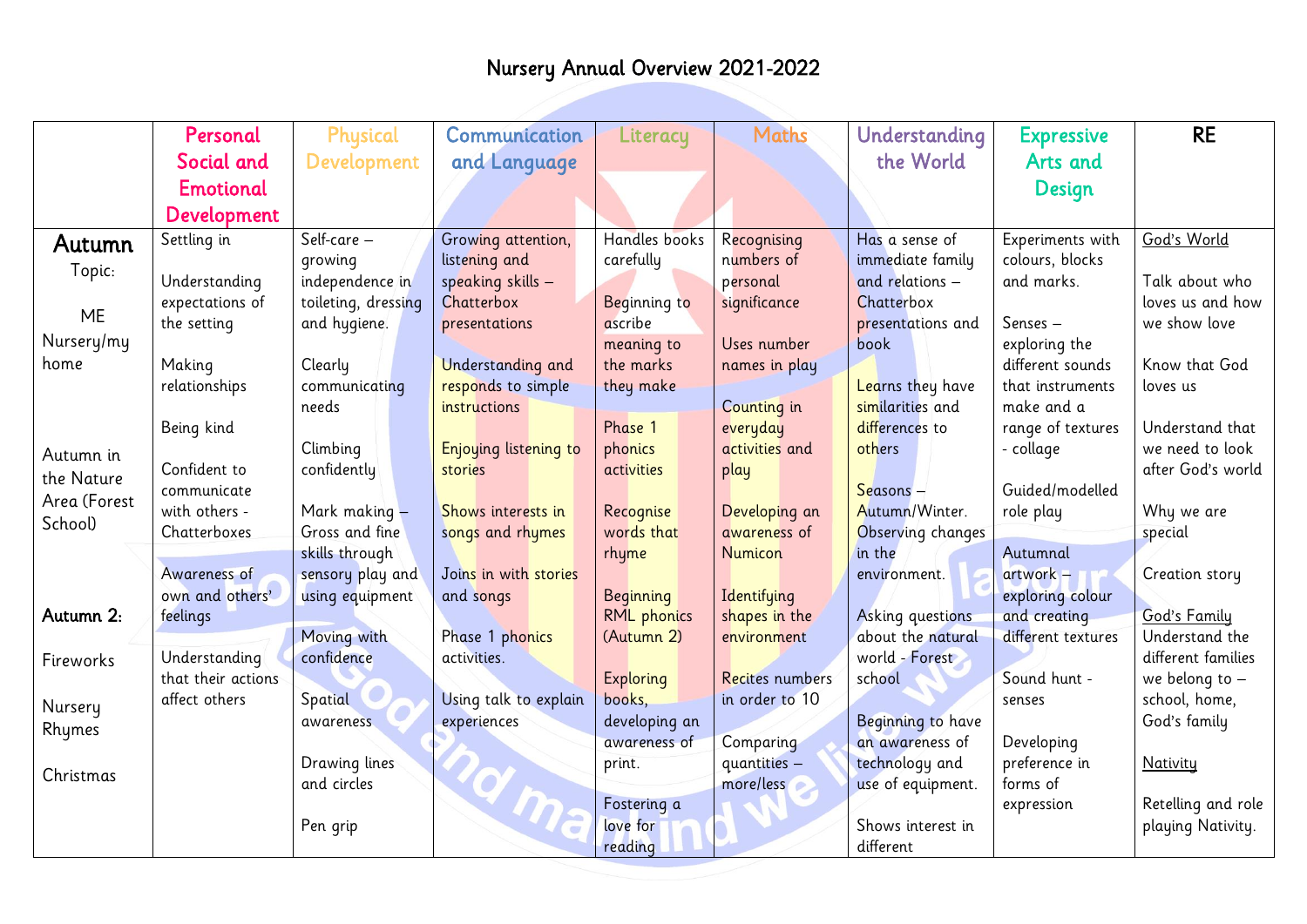# Nursery Annual Overview 2021-2022

| | Personal Social and Emotional Development | Physical Development | Communication and Language | Literacy | Maths | Understanding the World | Expressive Arts and Design | RE |
|---|---|---|---|---|---|---|---|---|
| **Autumn**<br>Topic:<br>ME Nursery/my home<br><br>Autumn in the Nature Area (Forest School)<br><br>**Autumn 2:**<br>Fireworks<br><br>Nursery Rhymes<br><br>Christmas | Settling in<br><br>Understanding expectations of the setting<br><br>Making relationships<br><br>Being kind<br><br>Confident to communicate with others - Chatterboxes<br><br>Awareness of own and others' feelings<br><br>Understanding that their actions affect others | Self-care – growing independence in toileting, dressing and hygiene.<br><br>Clearly communicating needs<br><br>Climbing confidently<br><br>Mark making – Gross and fine skills through sensory play and using equipment<br><br>Moving with confidence<br><br>Spatial awareness<br><br>Drawing lines and circles<br><br>Pen grip | Growing attention, listening and speaking skills – Chatterbox presentations<br><br>Understanding and responds to simple instructions<br><br>Enjoying listening to stories<br><br>Shows interests in songs and rhymes<br><br>Joins in with stories and songs<br><br>Phase 1 phonics activities.<br><br>Using talk to explain experiences | Handles books carefully<br><br>Beginning to ascribe meaning to the marks they make<br><br>Phase 1 phonics activities<br><br>Recognise words that rhyme<br><br>Beginning RML phonics (Autumn 2)<br><br>Exploring books, developing an awareness of print.<br><br>Fostering a love for reading | Recognising numbers of personal significance<br><br>Uses number names in play<br><br>Counting in everyday activities and play<br><br>Developing an awareness of Numicon<br><br>Identifying shapes in the environment<br><br>Recites numbers in order to 10<br><br>Comparing quantities – more/less | Has a sense of immediate family and relations – Chatterbox presentations and book<br><br>Learns they have similarities and differences to others<br><br>Seasons – Autumn/Winter. Observing changes in the environment.<br><br>Asking questions about the natural world - Forest school<br><br>Beginning to have an awareness of technology and use of equipment.<br><br>Shows interest in different | Experiments with colours, blocks and marks.<br><br>Senses – exploring the different sounds that instruments make and a range of textures - collage<br><br>Guided/modelled role play<br><br>Autumnal artwork – exploring colour and creating different textures<br><br>Sound hunt - senses<br><br>Developing preference in forms of expression | <u>God's World</u><br><br>Talk about who loves us and how we show love<br><br>Know that God loves us<br><br>Understand that we need to look after God's world<br><br>Why we are special<br><br>Creation story<br><br><u>God's Family</u><br>Understand the different families we belong to – school, home, God's family<br><br><u>Nativity</u><br><br>Retelling and role playing Nativity. |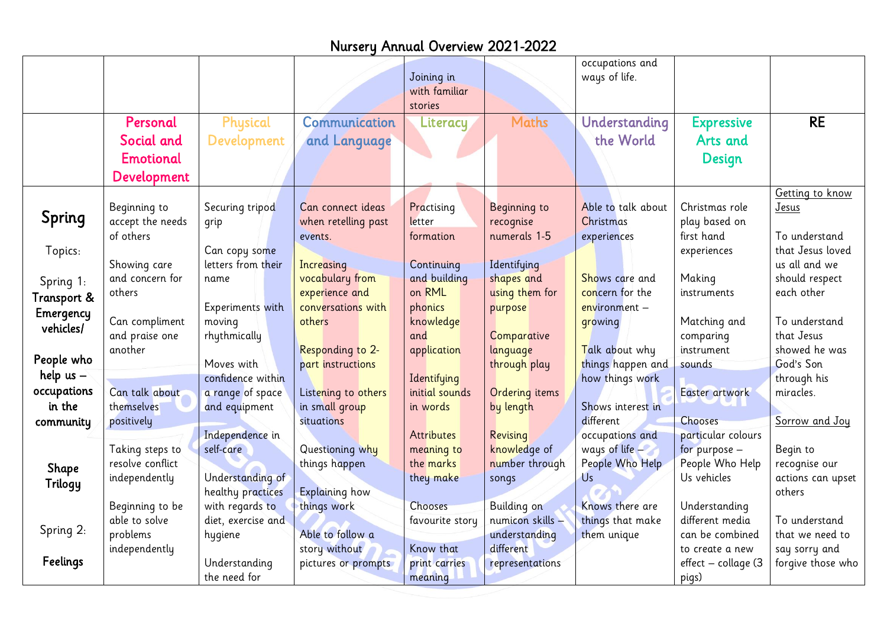# Nursery Annual Overview 2021-2022

| | | | | | | | | |
|---|---|---|---|---|---|---|---|---|
| | | | | Joining in with familiar stories | | occupations and ways of life. | | |
| | Personal Social and Emotional Development | Physical Development | Communication and Language | Literacy | Maths | Understanding the World | Expressive Arts and Design | RE |
| **Spring**<br><br>Topics:<br><br>Spring 1: **Transport & Emergency vehicles/**<br><br>**People who help us – occupations in the community**<br><br>**Shape Trilogy**<br><br>Spring 2:<br><br>**Feelings** | Beginning to accept the needs of others<br><br>Showing care and concern for others<br><br>Can compliment and praise one another<br><br>Can talk about themselves positively<br><br>Taking steps to resolve conflict independently<br><br>Beginning to be able to solve problems independently | Securing tripod grip<br><br>Can copy some letters from their name<br><br>Experiments with moving rhythmically<br><br>Moves with confidence within a range of space and equipment<br><br>Independence in self-care<br><br>Understanding of healthy practices with regards to diet, exercise and hygiene<br><br>Understanding the need for | Can connect ideas when retelling past events.<br><br>Increasing vocabulary from experience and conversations with others<br><br>Responding to 2-part instructions<br><br>Listening to others in small group situations<br><br>Questioning why things happen<br><br>Explaining how things work<br><br>Able to follow a story without pictures or prompts | Practising letter formation<br><br>Continuing and building on RML phonics knowledge and application<br><br>Identifying initial sounds in words<br><br>Attributes meaning to the marks they make<br><br>Chooses favourite story<br><br>Know that print carries meaning | Beginning to recognise numerals 1-5<br><br>Identifying shapes and using them for purpose<br><br>Comparative language through play<br><br>Ordering items by length<br><br>Revising knowledge of number through songs<br><br>Building on numicon skills – understanding different representations | Able to talk about Christmas experiences<br><br>Shows care and concern for the environment – growing<br><br>Talk about why things happen and how things work<br><br>Shows interest in different occupations and ways of life – People Who Help Us<br><br>Knows there are things that make them unique | Christmas role play based on first hand experiences<br><br>Making instruments<br><br>Matching and comparing instrument sounds<br><br>Easter artwork<br><br>Chooses particular colours for purpose – People Who Help Us vehicles<br><br>Understanding different media can be combined to create a new effect – collage (3 pigs) | Getting to know Jesus<br><br>To understand that Jesus loved us all and we should respect each other<br><br>To understand that Jesus showed he was God's Son through his miracles.<br><br>Sorrow and Joy<br><br>Begin to recognise our actions can upset others<br><br>To understand that we need to say sorry and forgive those who |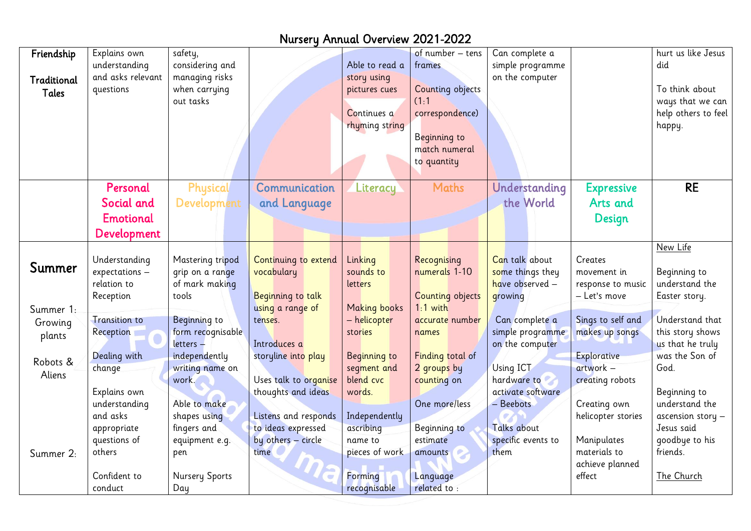# Nursery Annual Overview 2021-2022

| Friendship<br><br>Traditional Tales | Explains own understanding and asks relevant questions | safety, considering and managing risks when carrying out tasks | | Able to read a story using pictures cues<br><br>Continues a rhyming string | of number – tens frames<br><br>Counting objects (1:1 correspondence)<br><br>Beginning to match numeral to quantity | Can complete a simple programme on the computer | | hurt us like Jesus did<br><br>To think about ways that we can help others to feel happy. |
|---|---|---|---|---|---|---|---|---|
| | Personal Social and Emotional Development | Physical Development | Communication and Language | Literacy | Maths | Understanding the World | Expressive Arts and Design | RE |
| Summer<br><br>Summer 1: Growing plants<br><br>Robots & Aliens<br><br>Summer 2: | Understanding expectations – relation to Reception<br><br>Transition to Reception<br><br>Dealing with change<br><br>Explains own understanding and asks appropriate questions of others<br><br>Confident to conduct | Mastering tripod grip on a range of mark making tools<br><br>Beginning to form recognisable letters – independently writing name on work.<br><br>Able to make shapes using fingers and equipment e.g. pen<br><br>Nursery Sports Day | Continuing to extend vocabulary<br><br>Beginning to talk using a range of tenses.<br><br>Introduces a storyline into play<br><br>Uses talk to organise thoughts and ideas<br><br>Listens and responds to ideas expressed by others – circle time | Linking sounds to letters<br><br>Making books – helicopter stories<br><br>Beginning to segment and blend cvc words.<br><br>Independently ascribing name to pieces of work<br><br>Forming recognisable | Recognising numerals 1-10<br><br>Counting objects 1:1 with accurate number names<br><br>Finding total of 2 groups by counting on<br><br>One more/less<br><br>Beginning to estimate amounts<br><br>Language related to : | Can talk about some things they have observed – growing<br><br>Can complete a simple programme on the computer<br><br>Using ICT hardware to activate software – Beebots<br><br>Talks about specific events to them | Creates movement in response to music – Let's move<br><br>Sings to self and makes up songs<br><br>Explorative artwork – creating robots<br><br>Creating own helicopter stories<br><br>Manipulates materials to achieve planned effect | New Life<br><br>Beginning to understand the Easter story.<br><br>Understand that this story shows us that he truly was the Son of God.<br><br>Beginning to understand the ascension story – Jesus said goodbye to his friends.<br><br>The Church |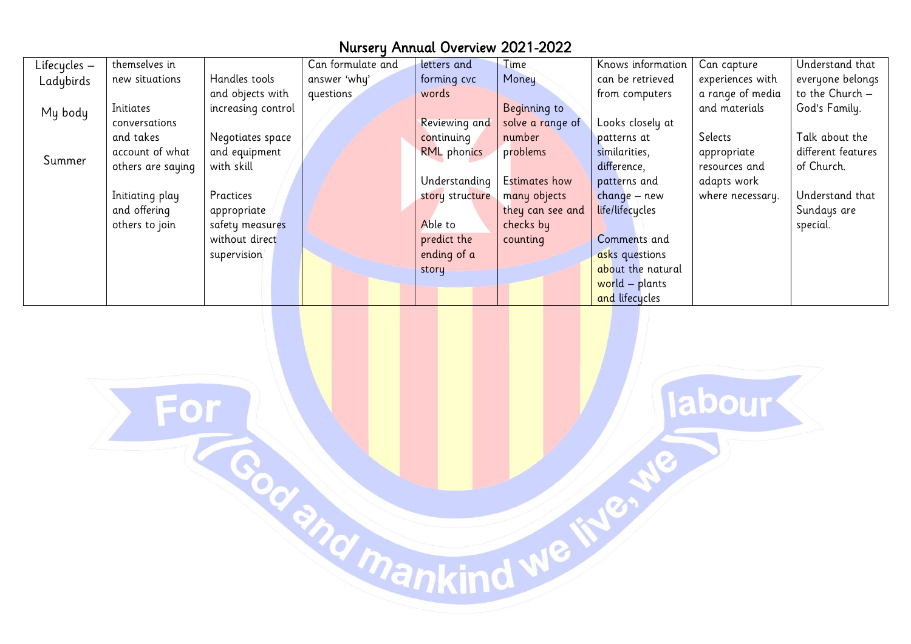# Nursery Annual Overview 2021-2022

| | | | | | | | | |
|---|---|---|---|---|---|---|---|---|
| Lifecycles – Ladybirds<br><br>My body<br><br>Summer | themselves in new situations<br><br>Initiates conversations and takes account of what others are saying<br><br>Initiating play and offering others to join | Handles tools and objects with increasing control<br><br>Negotiates space and equipment with skill<br><br>Practices appropriate safety measures without direct supervision | Can formulate and answer 'why' questions | letters and forming cvc words<br><br>Reviewing and continuing RML phonics<br><br>Understanding story structure<br><br>Able to predict the ending of a story | Time<br>Money<br><br>Beginning to solve a range of number problems<br><br>Estimates how many objects they can see and checks by counting | Knows information can be retrieved from computers<br><br>Looks closely at patterns at similarities, difference, patterns and change – new life/lifecycles<br><br>Comments and asks questions about the natural world – plants and lifecycles | Can capture experiences with a range of media and materials<br><br>Selects appropriate resources and adapts work where necessary. | Understand that everyone belongs to the Church – God's Family.<br><br>Talk about the different features of Church.<br><br>Understand that Sundays are special. |